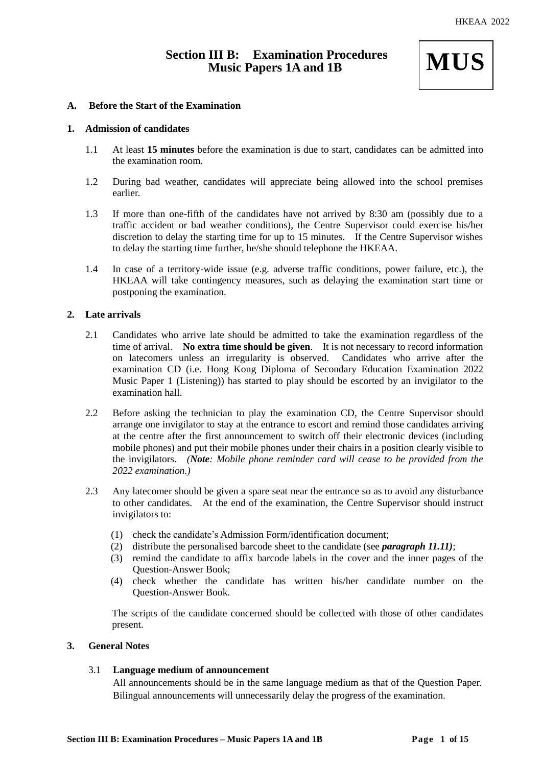# Section III B: Examination Procedures Music Papers 1A and 1B

**MUS**

## A. Before the Start of the Examination

### 1. Admission of candidates

1.1 At least **15 minutes** before the examination is due to start, candidates can be admitted into the examination room.

1.2 During bad weather, candidates will appreciate being allowed into the school premises earlier.

1.3 If more than one-fifth of the candidates have not arrived by 8:30 am (possibly due to a traffic accident or bad weather conditions), the Centre Supervisor could exercise his/her discretion to delay the starting time for up to 15 minutes. If the Centre Supervisor wishes to delay the starting time further, he/she should telephone the HKEAA.

1.4 In case of a territory-wide issue (e.g. adverse traffic conditions, power failure, etc.), the HKEAA will take contingency measures, such as delaying the examination start time or postponing the examination.

### 2. Late arrivals

2.1 Candidates who arrive late should be admitted to take the examination regardless of the time of arrival. **No extra time should be given**. It is not necessary to record information on latecomers unless an irregularity is observed. Candidates who arrive after the examination CD (i.e. Hong Kong Diploma of Secondary Education Examination 2022 Music Paper 1 (Listening)) has started to play should be escorted by an invigilator to the examination hall.

2.2 Before asking the technician to play the examination CD, the Centre Supervisor should arrange one invigilator to stay at the entrance to escort and remind those candidates arriving at the centre after the first announcement to switch off their electronic devices (including mobile phones) and put their mobile phones under their chairs in a position clearly visible to the invigilators. *(**Note**: Mobile phone reminder card will cease to be provided from the 2022 examination.)*

2.3 Any latecomer should be given a spare seat near the entrance so as to avoid any disturbance to other candidates. At the end of the examination, the Centre Supervisor should instruct invigilators to:

(1) check the candidate's Admission Form/identification document;
(2) distribute the personalised barcode sheet to the candidate (see ***paragraph 11.11)***;
(3) remind the candidate to affix barcode labels in the cover and the inner pages of the Question-Answer Book;
(4) check whether the candidate has written his/her candidate number on the Question-Answer Book.

The scripts of the candidate concerned should be collected with those of other candidates present.

### 3. General Notes

3.1 **Language medium of announcement**
All announcements should be in the same language medium as that of the Question Paper. Bilingual announcements will unnecessarily delay the progress of the examination.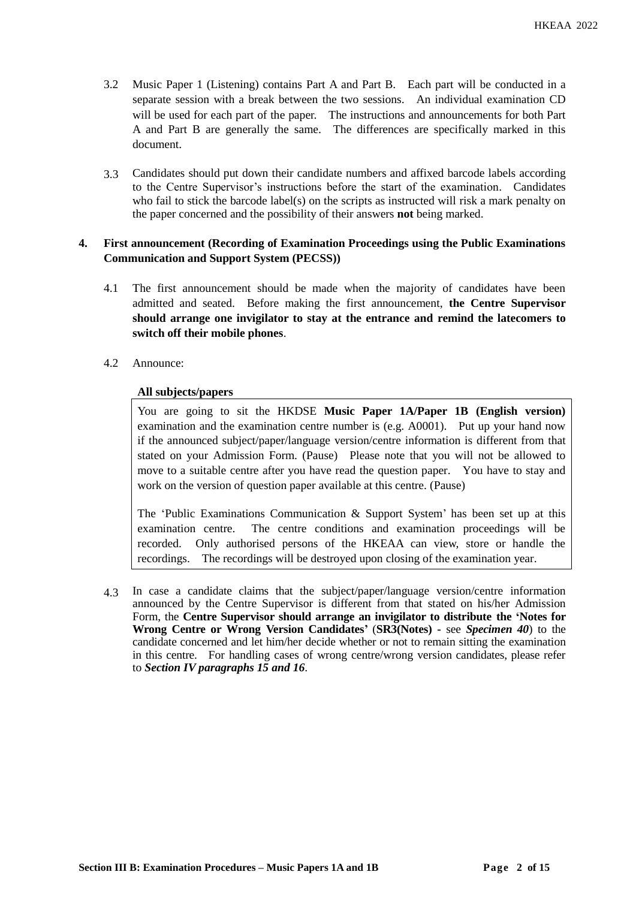3.2 Music Paper 1 (Listening) contains Part A and Part B. Each part will be conducted in a separate session with a break between the two sessions. An individual examination CD will be used for each part of the paper. The instructions and announcements for both Part A and Part B are generally the same. The differences are specifically marked in this document.

3.3 Candidates should put down their candidate numbers and affixed barcode labels according to the Centre Supervisor's instructions before the start of the examination. Candidates who fail to stick the barcode label(s) on the scripts as instructed will risk a mark penalty on the paper concerned and the possibility of their answers **not** being marked.

## 4. First announcement (Recording of Examination Proceedings using the Public Examinations Communication and Support System (PECSS))

4.1 The first announcement should be made when the majority of candidates have been admitted and seated. Before making the first announcement, **the Centre Supervisor should arrange one invigilator to stay at the entrance and remind the latecomers to switch off their mobile phones**.

4.2 Announce:

**All subjects/papers**

> You are going to sit the HKDSE **Music Paper 1A/Paper 1B (English version)** examination and the examination centre number is (e.g. A0001). Put up your hand now if the announced subject/paper/language version/centre information is different from that stated on your Admission Form. (Pause) Please note that you will not be allowed to move to a suitable centre after you have read the question paper. You have to stay and work on the version of question paper available at this centre. (Pause)
>
> The 'Public Examinations Communication & Support System' has been set up at this examination centre. The centre conditions and examination proceedings will be recorded. Only authorised persons of the HKEAA can view, store or handle the recordings. The recordings will be destroyed upon closing of the examination year.

4.3 In case a candidate claims that the subject/paper/language version/centre information announced by the Centre Supervisor is different from that stated on his/her Admission Form, the **Centre Supervisor should arrange an invigilator to distribute the 'Notes for Wrong Centre or Wrong Version Candidates'** (**SR3(Notes)** - see ***Specimen 40***) to the candidate concerned and let him/her decide whether or not to remain sitting the examination in this centre. For handling cases of wrong centre/wrong version candidates, please refer to ***Section IV paragraphs 15 and 16***.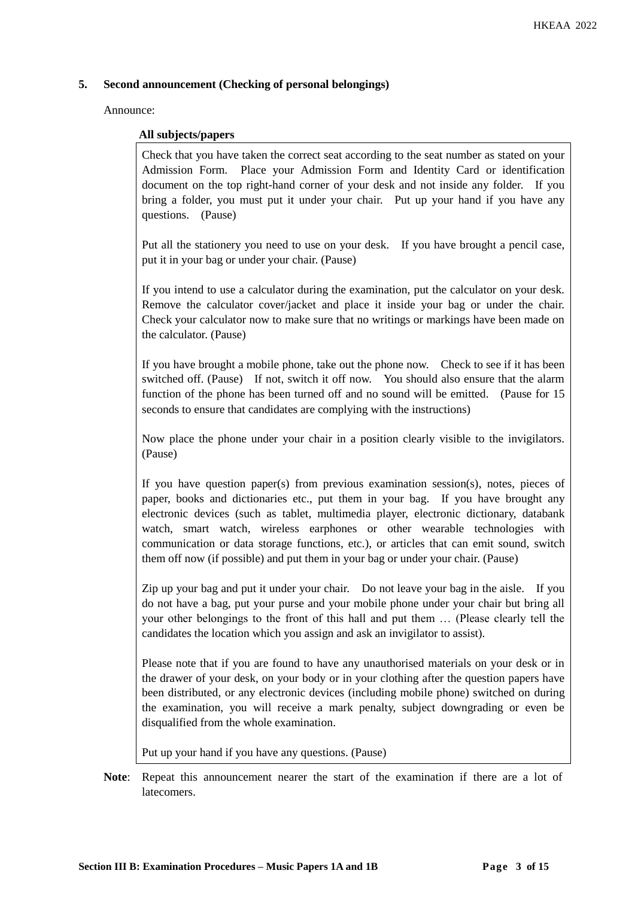## 5. Second announcement (Checking of personal belongings)

Announce:

**All subjects/papers**

> Check that you have taken the correct seat according to the seat number as stated on your Admission Form. Place your Admission Form and Identity Card or identification document on the top right-hand corner of your desk and not inside any folder. If you bring a folder, you must put it under your chair. Put up your hand if you have any questions. (Pause)
>
> Put all the stationery you need to use on your desk. If you have brought a pencil case, put it in your bag or under your chair. (Pause)
>
> If you intend to use a calculator during the examination, put the calculator on your desk. Remove the calculator cover/jacket and place it inside your bag or under the chair. Check your calculator now to make sure that no writings or markings have been made on the calculator. (Pause)
>
> If you have brought a mobile phone, take out the phone now. Check to see if it has been switched off. (Pause) If not, switch it off now. You should also ensure that the alarm function of the phone has been turned off and no sound will be emitted. (Pause for 15 seconds to ensure that candidates are complying with the instructions)
>
> Now place the phone under your chair in a position clearly visible to the invigilators. (Pause)
>
> If you have question paper(s) from previous examination session(s), notes, pieces of paper, books and dictionaries etc., put them in your bag. If you have brought any electronic devices (such as tablet, multimedia player, electronic dictionary, databank watch, smart watch, wireless earphones or other wearable technologies with communication or data storage functions, etc.), or articles that can emit sound, switch them off now (if possible) and put them in your bag or under your chair. (Pause)
>
> Zip up your bag and put it under your chair. Do not leave your bag in the aisle. If you do not have a bag, put your purse and your mobile phone under your chair but bring all your other belongings to the front of this hall and put them … (Please clearly tell the candidates the location which you assign and ask an invigilator to assist).
>
> Please note that if you are found to have any unauthorised materials on your desk or in the drawer of your desk, on your body or in your clothing after the question papers have been distributed, or any electronic devices (including mobile phone) switched on during the examination, you will receive a mark penalty, subject downgrading or even be disqualified from the whole examination.
>
> Put up your hand if you have any questions. (Pause)

**Note**: Repeat this announcement nearer the start of the examination if there are a lot of latecomers.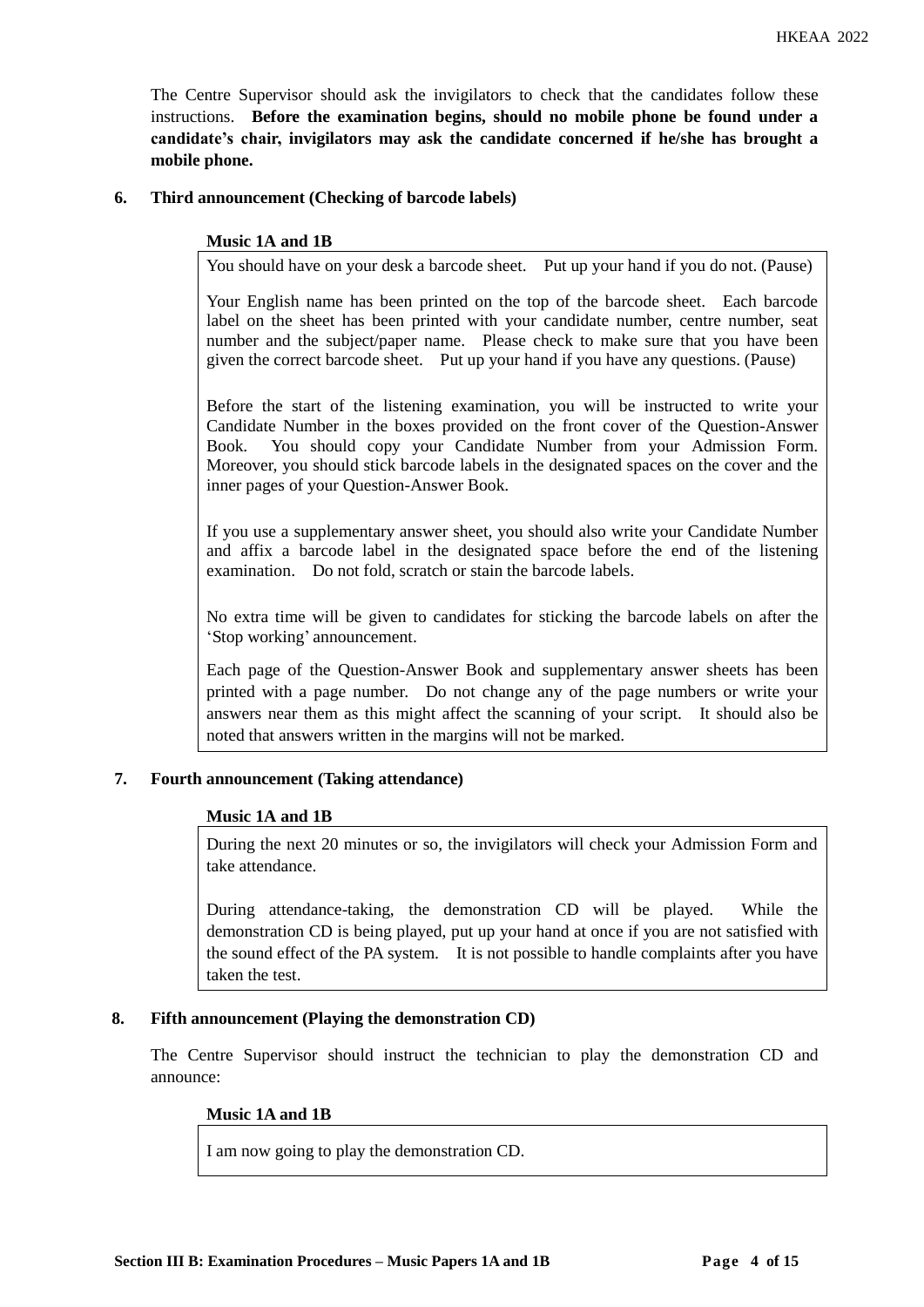The Centre Supervisor should ask the invigilators to check that the candidates follow these instructions. **Before the examination begins, should no mobile phone be found under a candidate's chair, invigilators may ask the candidate concerned if he/she has brought a mobile phone.**

**6. Third announcement (Checking of barcode labels)**

**Music 1A and 1B**

> You should have on your desk a barcode sheet. Put up your hand if you do not. (Pause)
>
> Your English name has been printed on the top of the barcode sheet. Each barcode label on the sheet has been printed with your candidate number, centre number, seat number and the subject/paper name. Please check to make sure that you have been given the correct barcode sheet. Put up your hand if you have any questions. (Pause)
>
> Before the start of the listening examination, you will be instructed to write your Candidate Number in the boxes provided on the front cover of the Question-Answer Book. You should copy your Candidate Number from your Admission Form. Moreover, you should stick barcode labels in the designated spaces on the cover and the inner pages of your Question-Answer Book.
>
> If you use a supplementary answer sheet, you should also write your Candidate Number and affix a barcode label in the designated space before the end of the listening examination. Do not fold, scratch or stain the barcode labels.
>
> No extra time will be given to candidates for sticking the barcode labels on after the 'Stop working' announcement.
>
> Each page of the Question-Answer Book and supplementary answer sheets has been printed with a page number. Do not change any of the page numbers or write your answers near them as this might affect the scanning of your script. It should also be noted that answers written in the margins will not be marked.

**7. Fourth announcement (Taking attendance)**

**Music 1A and 1B**

> During the next 20 minutes or so, the invigilators will check your Admission Form and take attendance.
>
> During attendance-taking, the demonstration CD will be played. While the demonstration CD is being played, put up your hand at once if you are not satisfied with the sound effect of the PA system. It is not possible to handle complaints after you have taken the test.

**8. Fifth announcement (Playing the demonstration CD)**

The Centre Supervisor should instruct the technician to play the demonstration CD and announce:

**Music 1A and 1B**

> I am now going to play the demonstration CD.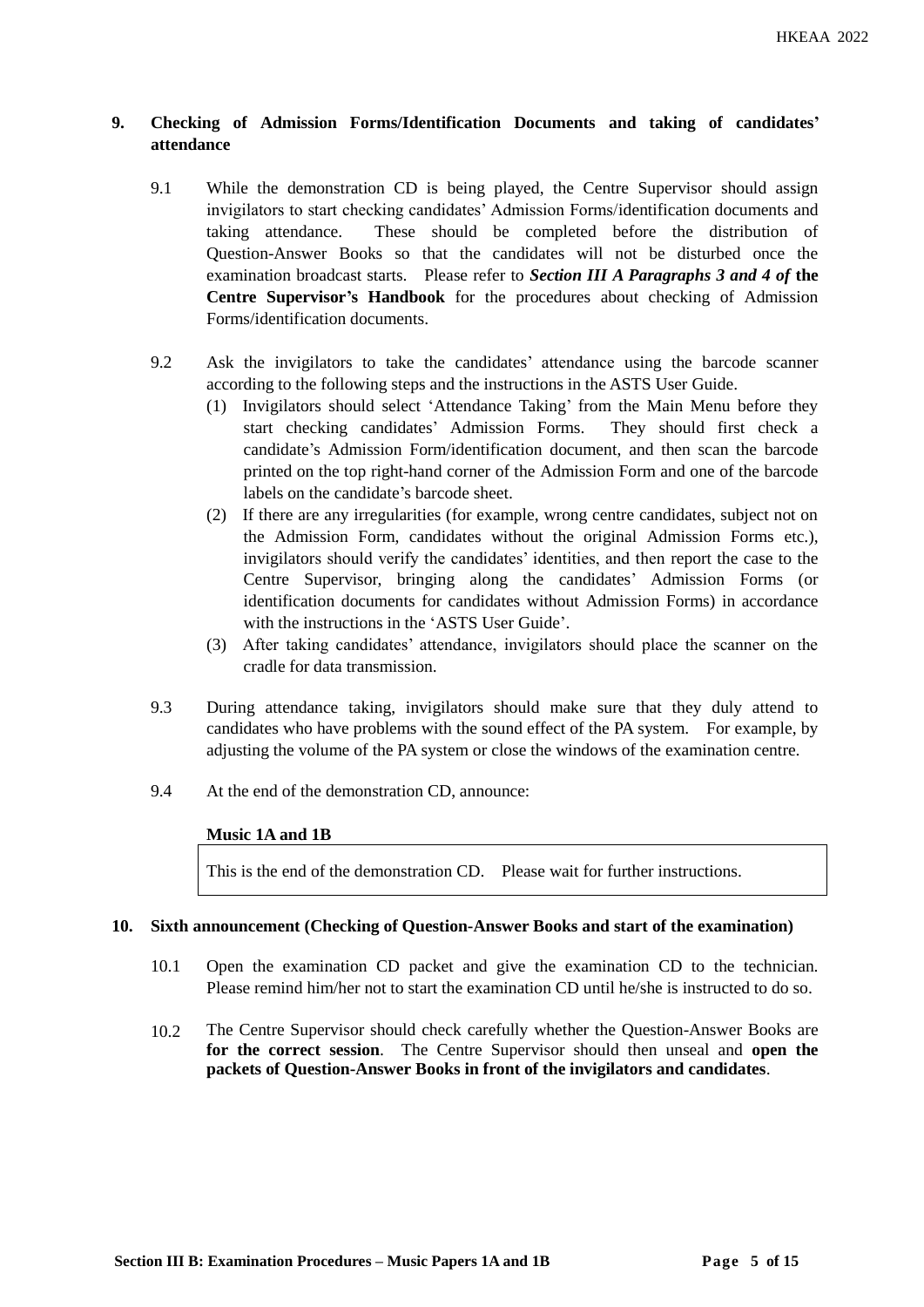## 9. Checking of Admission Forms/Identification Documents and taking of candidates' attendance

9.1 While the demonstration CD is being played, the Centre Supervisor should assign invigilators to start checking candidates' Admission Forms/identification documents and taking attendance. These should be completed before the distribution of Question-Answer Books so that the candidates will not be disturbed once the examination broadcast starts. Please refer to ***Section III A Paragraphs 3 and 4 of*** **the Centre Supervisor's Handbook** for the procedures about checking of Admission Forms/identification documents.

9.2 Ask the invigilators to take the candidates' attendance using the barcode scanner according to the following steps and the instructions in the ASTS User Guide.

(1) Invigilators should select 'Attendance Taking' from the Main Menu before they start checking candidates' Admission Forms. They should first check a candidate's Admission Form/identification document, and then scan the barcode printed on the top right-hand corner of the Admission Form and one of the barcode labels on the candidate's barcode sheet.

(2) If there are any irregularities (for example, wrong centre candidates, subject not on the Admission Form, candidates without the original Admission Forms etc.), invigilators should verify the candidates' identities, and then report the case to the Centre Supervisor, bringing along the candidates' Admission Forms (or identification documents for candidates without Admission Forms) in accordance with the instructions in the 'ASTS User Guide'.

(3) After taking candidates' attendance, invigilators should place the scanner on the cradle for data transmission.

9.3 During attendance taking, invigilators should make sure that they duly attend to candidates who have problems with the sound effect of the PA system. For example, by adjusting the volume of the PA system or close the windows of the examination centre.

9.4 At the end of the demonstration CD, announce:

**Music 1A and 1B**

| This is the end of the demonstration CD. Please wait for further instructions. |
|---|

## 10. Sixth announcement (Checking of Question-Answer Books and start of the examination)

10.1 Open the examination CD packet and give the examination CD to the technician. Please remind him/her not to start the examination CD until he/she is instructed to do so.

10.2 The Centre Supervisor should check carefully whether the Question-Answer Books are **for the correct session**. The Centre Supervisor should then unseal and **open the packets of Question-Answer Books in front of the invigilators and candidates**.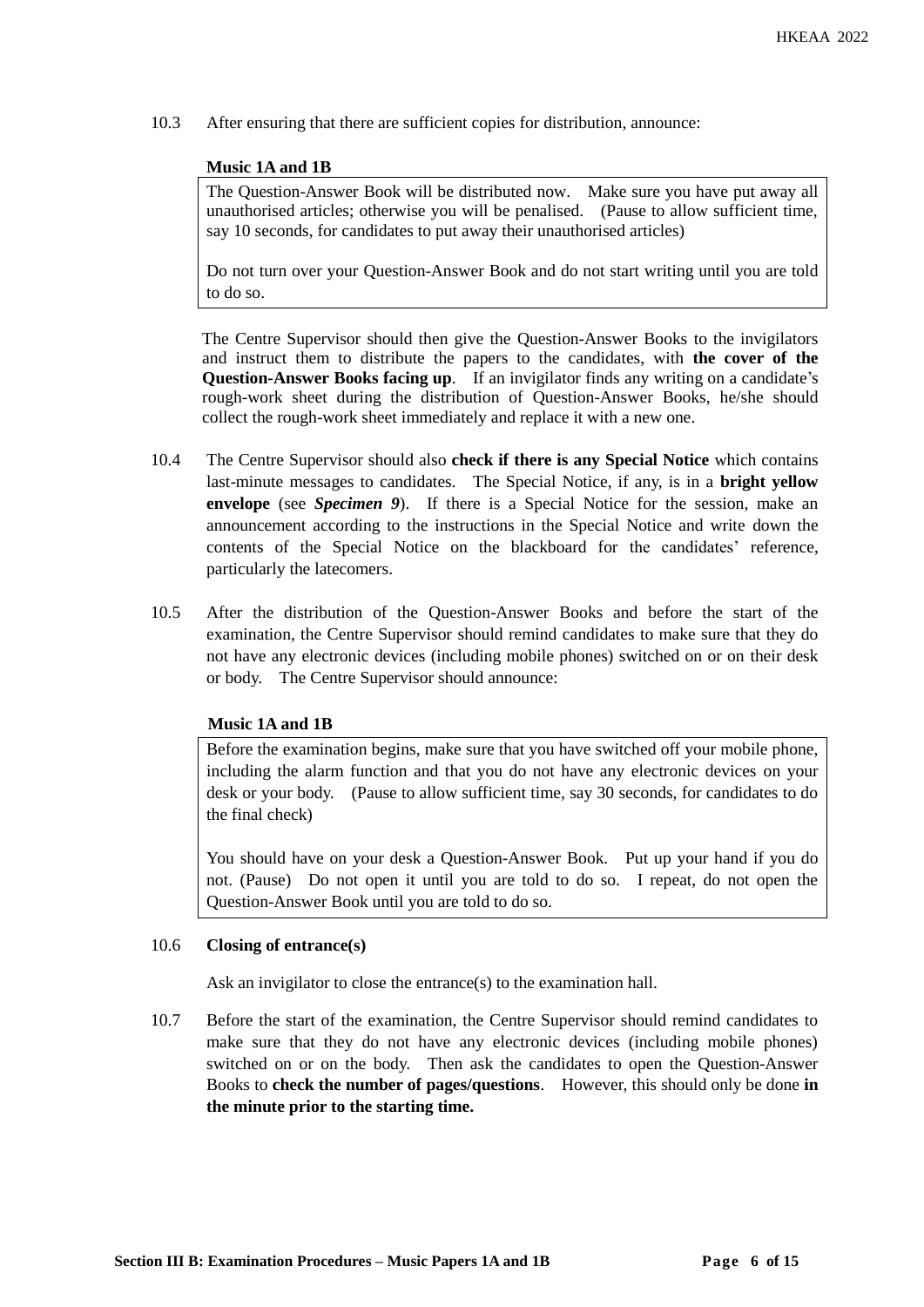10.3 After ensuring that there are sufficient copies for distribution, announce:

**Music 1A and 1B**

> The Question-Answer Book will be distributed now. Make sure you have put away all unauthorised articles; otherwise you will be penalised. (Pause to allow sufficient time, say 10 seconds, for candidates to put away their unauthorised articles)
>
> Do not turn over your Question-Answer Book and do not start writing until you are told to do so.

The Centre Supervisor should then give the Question-Answer Books to the invigilators and instruct them to distribute the papers to the candidates, with **the cover of the Question-Answer Books facing up**. If an invigilator finds any writing on a candidate's rough-work sheet during the distribution of Question-Answer Books, he/she should collect the rough-work sheet immediately and replace it with a new one.

10.4 The Centre Supervisor should also **check if there is any Special Notice** which contains last-minute messages to candidates. The Special Notice, if any, is in a **bright yellow envelope** (see ***Specimen 9***). If there is a Special Notice for the session, make an announcement according to the instructions in the Special Notice and write down the contents of the Special Notice on the blackboard for the candidates' reference, particularly the latecomers.

10.5 After the distribution of the Question-Answer Books and before the start of the examination, the Centre Supervisor should remind candidates to make sure that they do not have any electronic devices (including mobile phones) switched on or on their desk or body. The Centre Supervisor should announce:

**Music 1A and 1B**

> Before the examination begins, make sure that you have switched off your mobile phone, including the alarm function and that you do not have any electronic devices on your desk or your body. (Pause to allow sufficient time, say 30 seconds, for candidates to do the final check)
>
> You should have on your desk a Question-Answer Book. Put up your hand if you do not. (Pause) Do not open it until you are told to do so. I repeat, do not open the Question-Answer Book until you are told to do so.

10.6 **Closing of entrance(s)**

Ask an invigilator to close the entrance(s) to the examination hall.

10.7 Before the start of the examination, the Centre Supervisor should remind candidates to make sure that they do not have any electronic devices (including mobile phones) switched on or on the body. Then ask the candidates to open the Question-Answer Books to **check the number of pages/questions**. However, this should only be done **in the minute prior to the starting time.**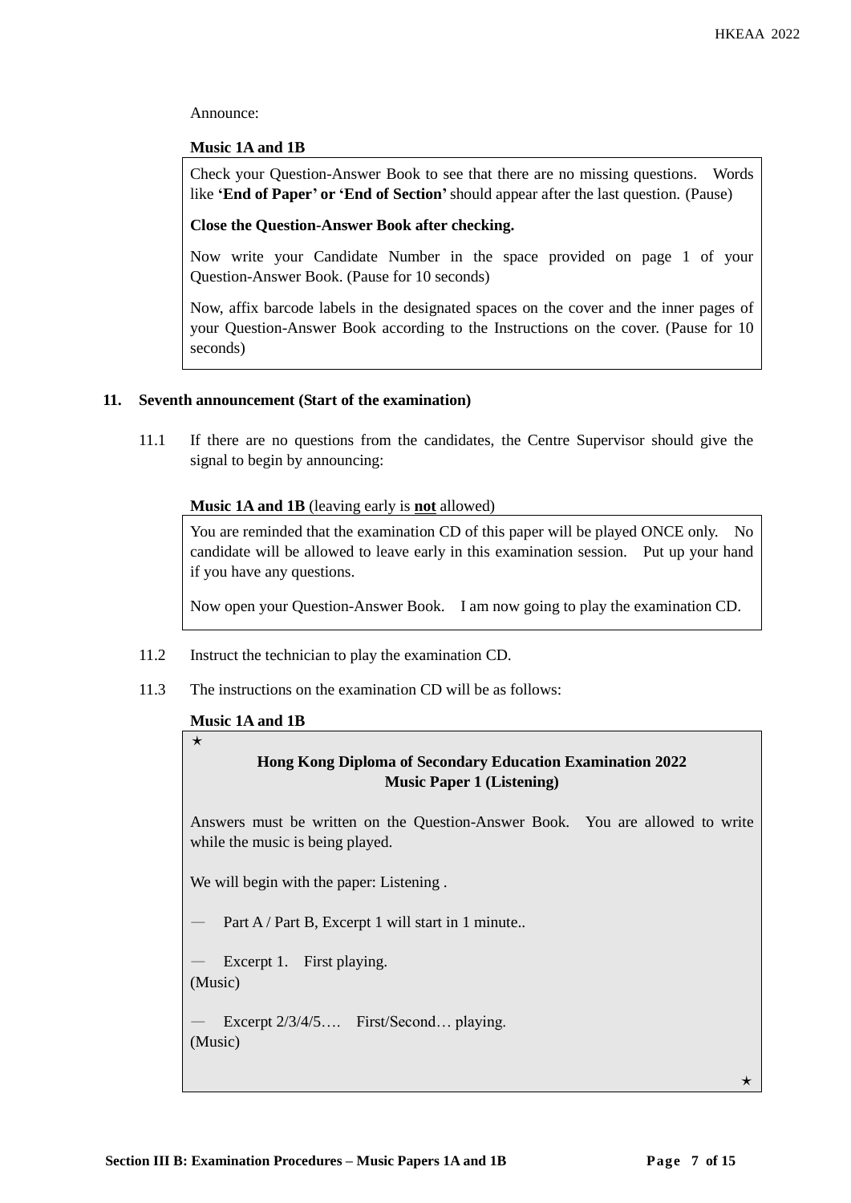Announce:

**Music 1A and 1B**

> Check your Question-Answer Book to see that there are no missing questions. Words like **'End of Paper' or 'End of Section'** should appear after the last question. (Pause)
>
> **Close the Question-Answer Book after checking.**
>
> Now write your Candidate Number in the space provided on page 1 of your Question-Answer Book. (Pause for 10 seconds)
>
> Now, affix barcode labels in the designated spaces on the cover and the inner pages of your Question-Answer Book according to the Instructions on the cover. (Pause for 10 seconds)

## 11. Seventh announcement (Start of the examination)

11.1 If there are no questions from the candidates, the Centre Supervisor should give the signal to begin by announcing:

**Music 1A and 1B** (leaving early is **not** allowed)

> You are reminded that the examination CD of this paper will be played ONCE only. No candidate will be allowed to leave early in this examination session. Put up your hand if you have any questions.
>
> Now open your Question-Answer Book. I am now going to play the examination CD.

11.2 Instruct the technician to play the examination CD.

11.3 The instructions on the examination CD will be as follows:

**Music 1A and 1B**

> ★
>
> **Hong Kong Diploma of Secondary Education Examination 2022**
> **Music Paper 1 (Listening)**
>
> Answers must be written on the Question-Answer Book. You are allowed to write while the music is being played.
>
> We will begin with the paper: Listening .
>
> — Part A / Part B, Excerpt 1 will start in 1 minute..
>
> — Excerpt 1. First playing.
> (Music)
>
> — Excerpt 2/3/4/5…. First/Second… playing.
> (Music)
>
> ★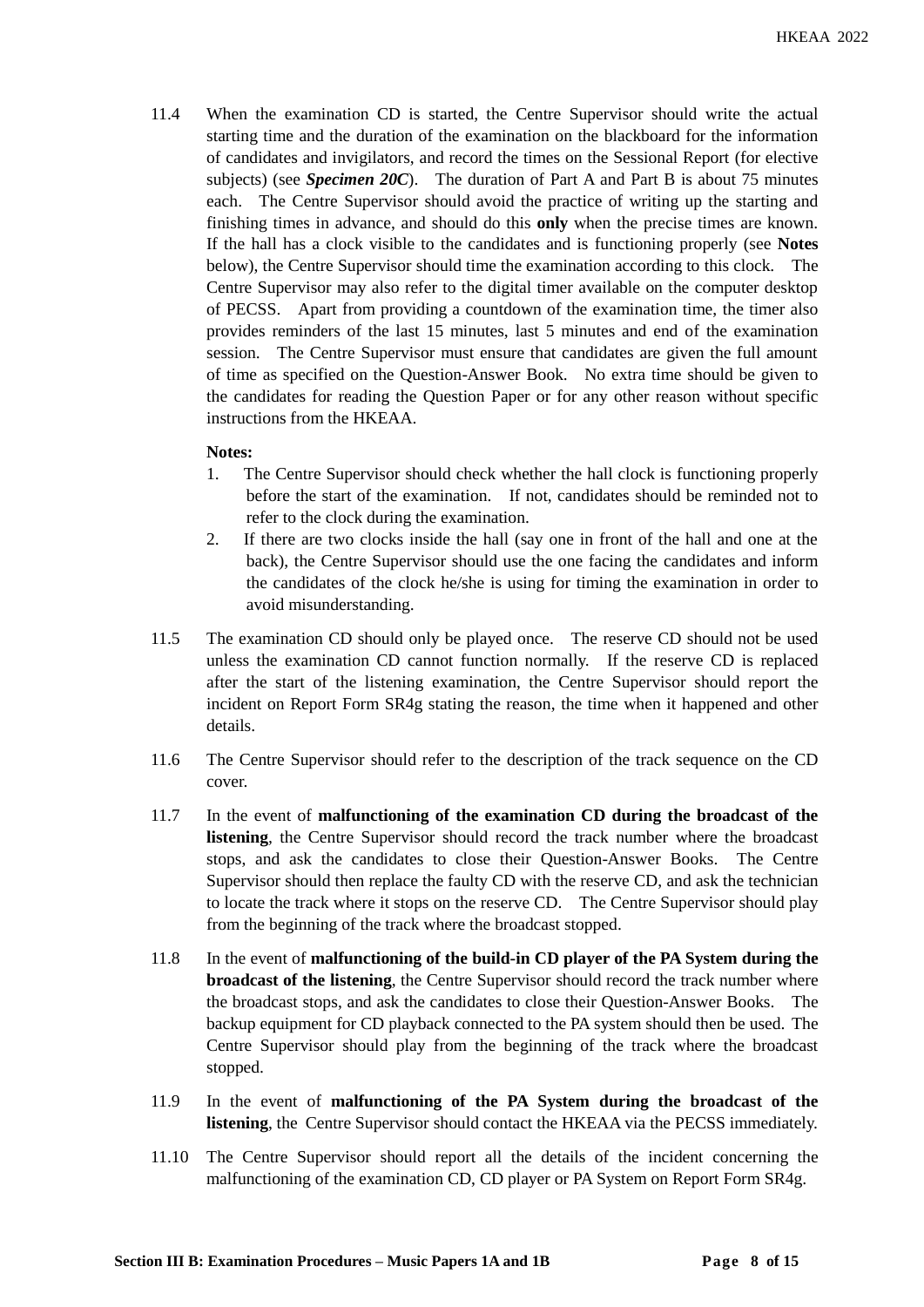11.4 When the examination CD is started, the Centre Supervisor should write the actual starting time and the duration of the examination on the blackboard for the information of candidates and invigilators, and record the times on the Sessional Report (for elective subjects) (see ***Specimen 20C***). The duration of Part A and Part B is about 75 minutes each. The Centre Supervisor should avoid the practice of writing up the starting and finishing times in advance, and should do this **only** when the precise times are known. If the hall has a clock visible to the candidates and is functioning properly (see **Notes** below), the Centre Supervisor should time the examination according to this clock. The Centre Supervisor may also refer to the digital timer available on the computer desktop of PECSS. Apart from providing a countdown of the examination time, the timer also provides reminders of the last 15 minutes, last 5 minutes and end of the examination session. The Centre Supervisor must ensure that candidates are given the full amount of time as specified on the Question-Answer Book. No extra time should be given to the candidates for reading the Question Paper or for any other reason without specific instructions from the HKEAA.

**Notes:**

1. The Centre Supervisor should check whether the hall clock is functioning properly before the start of the examination. If not, candidates should be reminded not to refer to the clock during the examination.
2. If there are two clocks inside the hall (say one in front of the hall and one at the back), the Centre Supervisor should use the one facing the candidates and inform the candidates of the clock he/she is using for timing the examination in order to avoid misunderstanding.

11.5 The examination CD should only be played once. The reserve CD should not be used unless the examination CD cannot function normally. If the reserve CD is replaced after the start of the listening examination, the Centre Supervisor should report the incident on Report Form SR4g stating the reason, the time when it happened and other details.

11.6 The Centre Supervisor should refer to the description of the track sequence on the CD cover.

11.7 In the event of **malfunctioning of the examination CD during the broadcast of the listening**, the Centre Supervisor should record the track number where the broadcast stops, and ask the candidates to close their Question-Answer Books. The Centre Supervisor should then replace the faulty CD with the reserve CD, and ask the technician to locate the track where it stops on the reserve CD. The Centre Supervisor should play from the beginning of the track where the broadcast stopped.

11.8 In the event of **malfunctioning of the build-in CD player of the PA System during the broadcast of the listening**, the Centre Supervisor should record the track number where the broadcast stops, and ask the candidates to close their Question-Answer Books. The backup equipment for CD playback connected to the PA system should then be used. The Centre Supervisor should play from the beginning of the track where the broadcast stopped.

11.9 In the event of **malfunctioning of the PA System during the broadcast of the listening**, the Centre Supervisor should contact the HKEAA via the PECSS immediately.

11.10 The Centre Supervisor should report all the details of the incident concerning the malfunctioning of the examination CD, CD player or PA System on Report Form SR4g.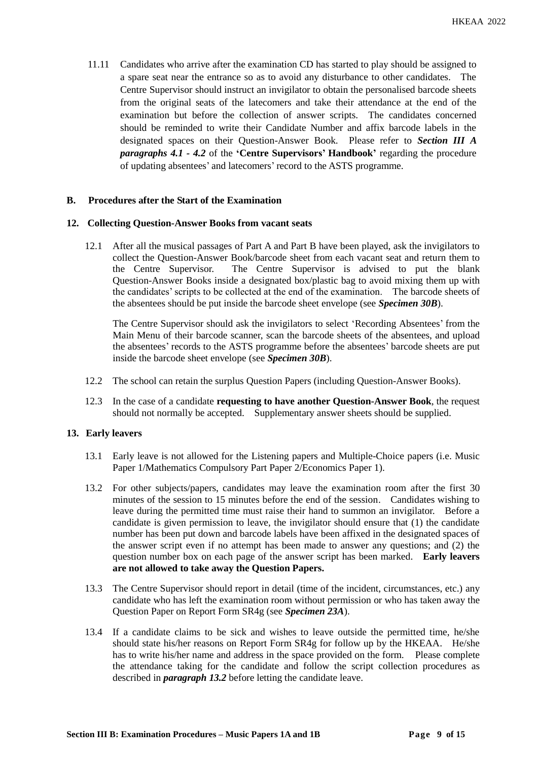11.11 Candidates who arrive after the examination CD has started to play should be assigned to a spare seat near the entrance so as to avoid any disturbance to other candidates. The Centre Supervisor should instruct an invigilator to obtain the personalised barcode sheets from the original seats of the latecomers and take their attendance at the end of the examination but before the collection of answer scripts. The candidates concerned should be reminded to write their Candidate Number and affix barcode labels in the designated spaces on their Question-Answer Book. Please refer to ***Section III A paragraphs 4.1 - 4.2*** of the **'Centre Supervisors' Handbook'** regarding the procedure of updating absentees' and latecomers' record to the ASTS programme.

## B. Procedures after the Start of the Examination

### 12. Collecting Question-Answer Books from vacant seats

12.1 After all the musical passages of Part A and Part B have been played, ask the invigilators to collect the Question-Answer Book/barcode sheet from each vacant seat and return them to the Centre Supervisor. The Centre Supervisor is advised to put the blank Question-Answer Books inside a designated box/plastic bag to avoid mixing them up with the candidates' scripts to be collected at the end of the examination. The barcode sheets of the absentees should be put inside the barcode sheet envelope (see ***Specimen 30B***).

The Centre Supervisor should ask the invigilators to select 'Recording Absentees' from the Main Menu of their barcode scanner, scan the barcode sheets of the absentees, and upload the absentees' records to the ASTS programme before the absentees' barcode sheets are put inside the barcode sheet envelope (see ***Specimen 30B***).

12.2 The school can retain the surplus Question Papers (including Question-Answer Books).

12.3 In the case of a candidate **requesting to have another Question-Answer Book**, the request should not normally be accepted. Supplementary answer sheets should be supplied.

### 13. Early leavers

13.1 Early leave is not allowed for the Listening papers and Multiple-Choice papers (i.e. Music Paper 1/Mathematics Compulsory Part Paper 2/Economics Paper 1).

13.2 For other subjects/papers, candidates may leave the examination room after the first 30 minutes of the session to 15 minutes before the end of the session. Candidates wishing to leave during the permitted time must raise their hand to summon an invigilator. Before a candidate is given permission to leave, the invigilator should ensure that (1) the candidate number has been put down and barcode labels have been affixed in the designated spaces of the answer script even if no attempt has been made to answer any questions; and (2) the question number box on each page of the answer script has been marked. **Early leavers are not allowed to take away the Question Papers.**

13.3 The Centre Supervisor should report in detail (time of the incident, circumstances, etc.) any candidate who has left the examination room without permission or who has taken away the Question Paper on Report Form SR4g (see ***Specimen 23A***).

13.4 If a candidate claims to be sick and wishes to leave outside the permitted time, he/she should state his/her reasons on Report Form SR4g for follow up by the HKEAA. He/she has to write his/her name and address in the space provided on the form. Please complete the attendance taking for the candidate and follow the script collection procedures as described in ***paragraph 13.2*** before letting the candidate leave.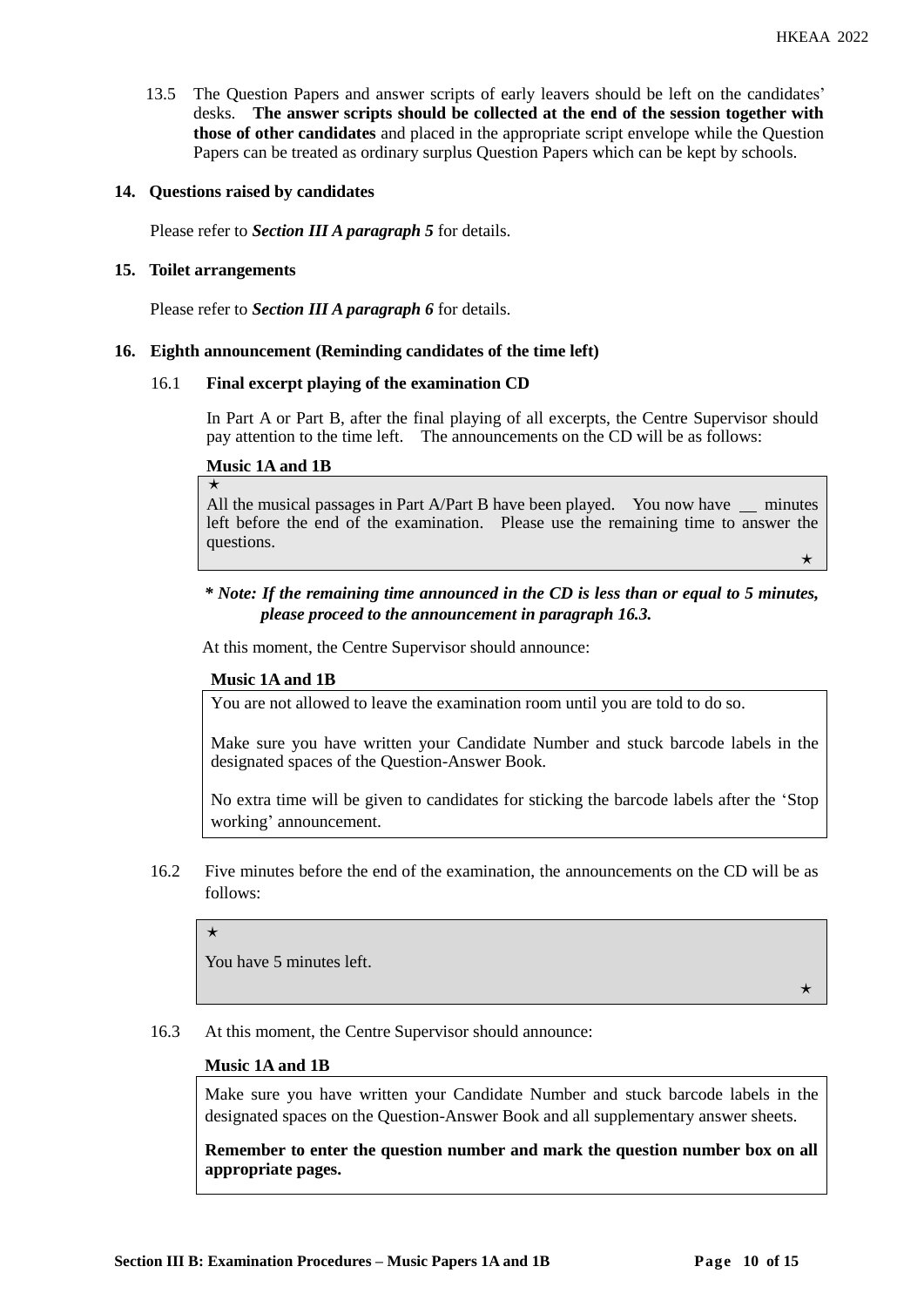13.5 The Question Papers and answer scripts of early leavers should be left on the candidates' desks. **The answer scripts should be collected at the end of the session together with those of other candidates** and placed in the appropriate script envelope while the Question Papers can be treated as ordinary surplus Question Papers which can be kept by schools.

### 14. Questions raised by candidates

Please refer to ***Section III A paragraph 5*** for details.

### 15. Toilet arrangements

Please refer to ***Section III A paragraph 6*** for details.

### 16. Eighth announcement (Reminding candidates of the time left)

#### 16.1 Final excerpt playing of the examination CD

In Part A or Part B, after the final playing of all excerpts, the Centre Supervisor should pay attention to the time left. The announcements on the CD will be as follows:

**Music 1A and 1B**

> ★
> All the musical passages in Part A/Part B have been played. You now have __ minutes left before the end of the examination. Please use the remaining time to answer the questions.
> ★

***\* Note: If the remaining time announced in the CD is less than or equal to 5 minutes, please proceed to the announcement in paragraph 16.3.***

At this moment, the Centre Supervisor should announce:

**Music 1A and 1B**

> You are not allowed to leave the examination room until you are told to do so.
>
> Make sure you have written your Candidate Number and stuck barcode labels in the designated spaces of the Question-Answer Book.
>
> No extra time will be given to candidates for sticking the barcode labels after the 'Stop working' announcement.

16.2 Five minutes before the end of the examination, the announcements on the CD will be as follows:

> ★
> You have 5 minutes left.
> ★

16.3 At this moment, the Centre Supervisor should announce:

**Music 1A and 1B**

> Make sure you have written your Candidate Number and stuck barcode labels in the designated spaces on the Question-Answer Book and all supplementary answer sheets.
>
> **Remember to enter the question number and mark the question number box on all appropriate pages.**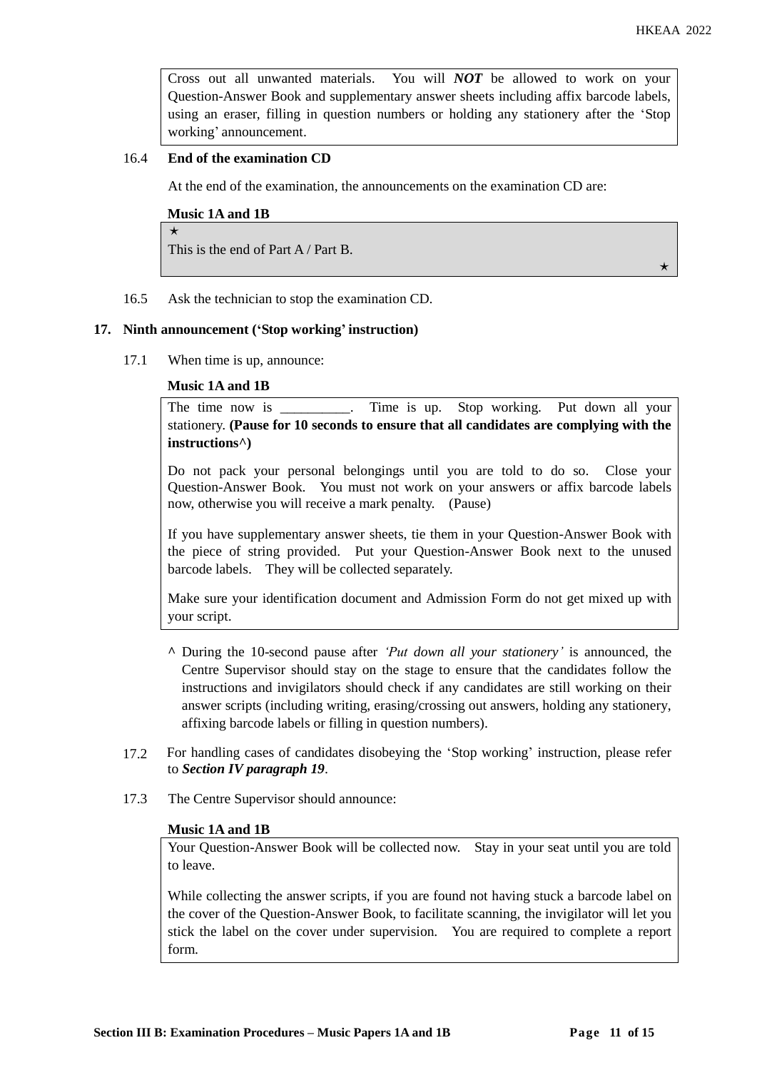Cross out all unwanted materials. You will ***NOT*** be allowed to work on your Question-Answer Book and supplementary answer sheets including affix barcode labels, using an eraser, filling in question numbers or holding any stationery after the 'Stop working' announcement.

16.4 **End of the examination CD**

At the end of the examination, the announcements on the examination CD are:

**Music 1A and 1B**

★
This is the end of Part A / Part B.
★

16.5 Ask the technician to stop the examination CD.

## 17. Ninth announcement ('Stop working' instruction)

17.1 When time is up, announce:

**Music 1A and 1B**

The time now is __________. Time is up. Stop working. Put down all your stationery. **(Pause for 10 seconds to ensure that all candidates are complying with the instructions^)**

Do not pack your personal belongings until you are told to do so. Close your Question-Answer Book. You must not work on your answers or affix barcode labels now, otherwise you will receive a mark penalty. (Pause)

If you have supplementary answer sheets, tie them in your Question-Answer Book with the piece of string provided. Put your Question-Answer Book next to the unused barcode labels. They will be collected separately.

Make sure your identification document and Admission Form do not get mixed up with your script.

^ During the 10-second pause after *'Put down all your stationery'* is announced, the Centre Supervisor should stay on the stage to ensure that the candidates follow the instructions and invigilators should check if any candidates are still working on their answer scripts (including writing, erasing/crossing out answers, holding any stationery, affixing barcode labels or filling in question numbers).

17.2 For handling cases of candidates disobeying the 'Stop working' instruction, please refer to ***Section IV paragraph 19***.

17.3 The Centre Supervisor should announce:

**Music 1A and 1B**

Your Question-Answer Book will be collected now. Stay in your seat until you are told to leave.

While collecting the answer scripts, if you are found not having stuck a barcode label on the cover of the Question-Answer Book, to facilitate scanning, the invigilator will let you stick the label on the cover under supervision. You are required to complete a report form.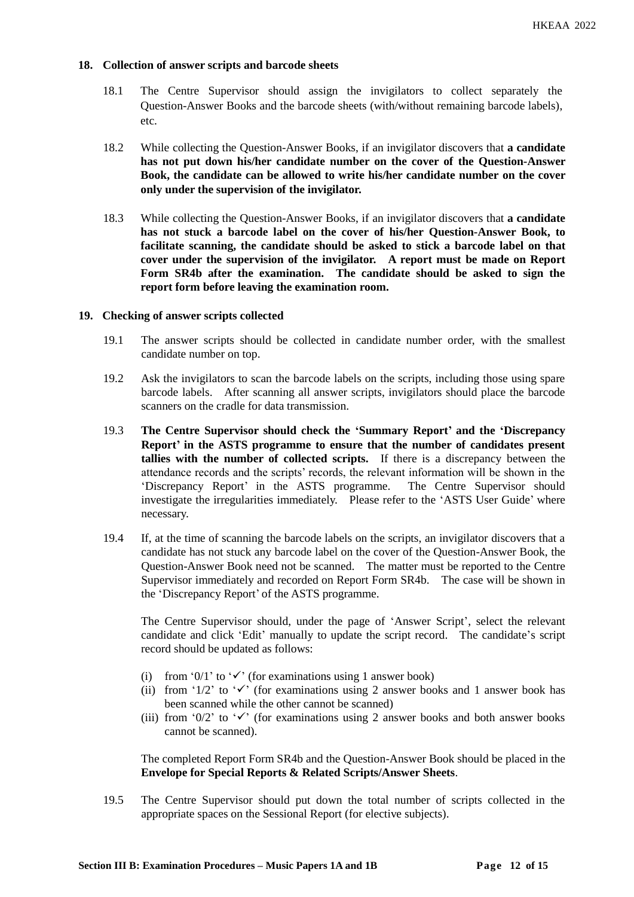## 18. Collection of answer scripts and barcode sheets

18.1 The Centre Supervisor should assign the invigilators to collect separately the Question-Answer Books and the barcode sheets (with/without remaining barcode labels), etc.

18.2 While collecting the Question-Answer Books, if an invigilator discovers that **a candidate has not put down his/her candidate number on the cover of the Question-Answer Book, the candidate can be allowed to write his/her candidate number on the cover only under the supervision of the invigilator.**

18.3 While collecting the Question-Answer Books, if an invigilator discovers that **a candidate has not stuck a barcode label on the cover of his/her Question-Answer Book, to facilitate scanning, the candidate should be asked to stick a barcode label on that cover under the supervision of the invigilator. A report must be made on Report Form SR4b after the examination. The candidate should be asked to sign the report form before leaving the examination room.**

## 19. Checking of answer scripts collected

19.1 The answer scripts should be collected in candidate number order, with the smallest candidate number on top.

19.2 Ask the invigilators to scan the barcode labels on the scripts, including those using spare barcode labels. After scanning all answer scripts, invigilators should place the barcode scanners on the cradle for data transmission.

19.3 **The Centre Supervisor should check the 'Summary Report' and the 'Discrepancy Report' in the ASTS programme to ensure that the number of candidates present tallies with the number of collected scripts.** If there is a discrepancy between the attendance records and the scripts' records, the relevant information will be shown in the 'Discrepancy Report' in the ASTS programme. The Centre Supervisor should investigate the irregularities immediately. Please refer to the 'ASTS User Guide' where necessary.

19.4 If, at the time of scanning the barcode labels on the scripts, an invigilator discovers that a candidate has not stuck any barcode label on the cover of the Question-Answer Book, the Question-Answer Book need not be scanned. The matter must be reported to the Centre Supervisor immediately and recorded on Report Form SR4b. The case will be shown in the 'Discrepancy Report' of the ASTS programme.

The Centre Supervisor should, under the page of 'Answer Script', select the relevant candidate and click 'Edit' manually to update the script record. The candidate's script record should be updated as follows:

(i) from '0/1' to '✓' (for examinations using 1 answer book)
(ii) from '1/2' to '✓' (for examinations using 2 answer books and 1 answer book has been scanned while the other cannot be scanned)
(iii) from '0/2' to '✓' (for examinations using 2 answer books and both answer books cannot be scanned).

The completed Report Form SR4b and the Question-Answer Book should be placed in the **Envelope for Special Reports & Related Scripts/Answer Sheets**.

19.5 The Centre Supervisor should put down the total number of scripts collected in the appropriate spaces on the Sessional Report (for elective subjects).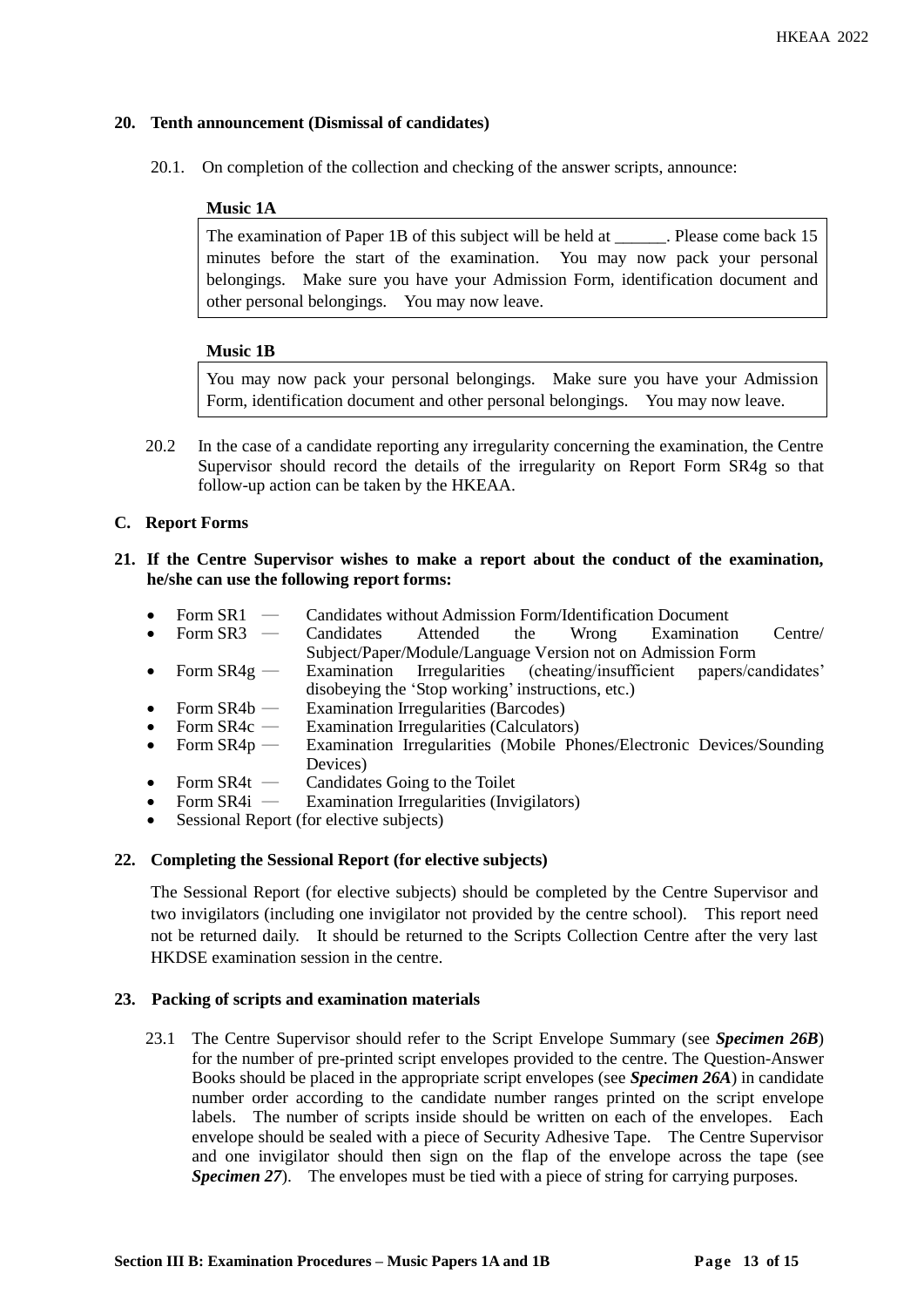## 20. Tenth announcement (Dismissal of candidates)

20.1. On completion of the collection and checking of the answer scripts, announce:

**Music 1A**

> The examination of Paper 1B of this subject will be held at ______. Please come back 15 minutes before the start of the examination. You may now pack your personal belongings. Make sure you have your Admission Form, identification document and other personal belongings. You may now leave.

**Music 1B**

> You may now pack your personal belongings. Make sure you have your Admission Form, identification document and other personal belongings. You may now leave.

20.2 In the case of a candidate reporting any irregularity concerning the examination, the Centre Supervisor should record the details of the irregularity on Report Form SR4g so that follow-up action can be taken by the HKEAA.

## C. Report Forms

## 21. If the Centre Supervisor wishes to make a report about the conduct of the examination, he/she can use the following report forms:

- Form SR1 — Candidates without Admission Form/Identification Document
- Form SR3 — Candidates Attended the Wrong Examination Centre/ Subject/Paper/Module/Language Version not on Admission Form
- Form SR4g — Examination Irregularities (cheating/insufficient papers/candidates' disobeying the 'Stop working' instructions, etc.)
- Form SR4b — Examination Irregularities (Barcodes)
- Form SR4c — Examination Irregularities (Calculators)
- Form SR4p — Examination Irregularities (Mobile Phones/Electronic Devices/Sounding Devices)
- Form SR4t — Candidates Going to the Toilet
- Form SR4i — Examination Irregularities (Invigilators)
- Sessional Report (for elective subjects)

## 22. Completing the Sessional Report (for elective subjects)

The Sessional Report (for elective subjects) should be completed by the Centre Supervisor and two invigilators (including one invigilator not provided by the centre school). This report need not be returned daily. It should be returned to the Scripts Collection Centre after the very last HKDSE examination session in the centre.

## 23. Packing of scripts and examination materials

23.1 The Centre Supervisor should refer to the Script Envelope Summary (see ***Specimen 26B***) for the number of pre-printed script envelopes provided to the centre. The Question-Answer Books should be placed in the appropriate script envelopes (see ***Specimen 26A***) in candidate number order according to the candidate number ranges printed on the script envelope labels. The number of scripts inside should be written on each of the envelopes. Each envelope should be sealed with a piece of Security Adhesive Tape. The Centre Supervisor and one invigilator should then sign on the flap of the envelope across the tape (see ***Specimen 27***). The envelopes must be tied with a piece of string for carrying purposes.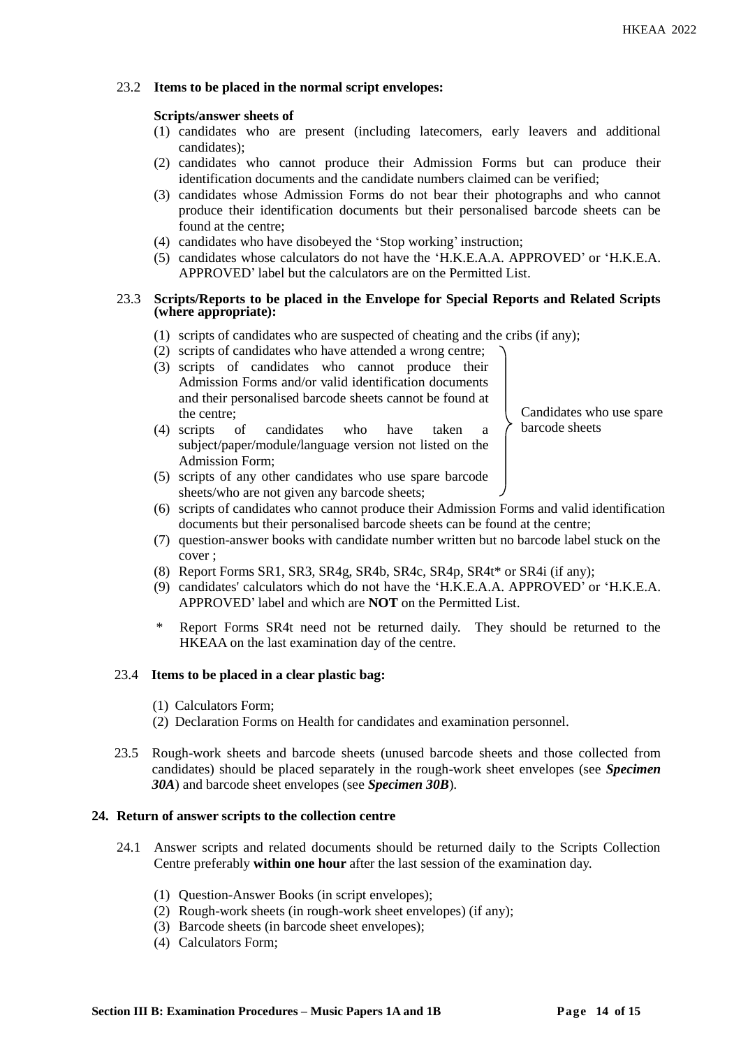23.2 **Items to be placed in the normal script envelopes:**

**Scripts/answer sheets of**

(1) candidates who are present (including latecomers, early leavers and additional candidates);
(2) candidates who cannot produce their Admission Forms but can produce their identification documents and the candidate numbers claimed can be verified;
(3) candidates whose Admission Forms do not bear their photographs and who cannot produce their identification documents but their personalised barcode sheets can be found at the centre;
(4) candidates who have disobeyed the 'Stop working' instruction;
(5) candidates whose calculators do not have the 'H.K.E.A.A. APPROVED' or 'H.K.E.A. APPROVED' label but the calculators are on the Permitted List.

23.3 **Scripts/Reports to be placed in the Envelope for Special Reports and Related Scripts (where appropriate):**

(1) scripts of candidates who are suspected of cheating and the cribs (if any);
(2) scripts of candidates who have attended a wrong centre;
(3) scripts of candidates who cannot produce their Admission Forms and/or valid identification documents and their personalised barcode sheets cannot be found at the centre;
(4) scripts of candidates who have taken a subject/paper/module/language version not listed on the Admission Form;
(5) scripts of any other candidates who use spare barcode sheets/who are not given any barcode sheets;

(Items (2) to (5): Candidates who use spare barcode sheets)

(6) scripts of candidates who cannot produce their Admission Forms and valid identification documents but their personalised barcode sheets can be found at the centre;
(7) question-answer books with candidate number written but no barcode label stuck on the cover ;
(8) Report Forms SR1, SR3, SR4g, SR4b, SR4c, SR4p, SR4t* or SR4i (if any);
(9) candidates' calculators which do not have the 'H.K.E.A.A. APPROVED' or 'H.K.E.A. APPROVED' label and which are **NOT** on the Permitted List.

\* Report Forms SR4t need not be returned daily. They should be returned to the HKEAA on the last examination day of the centre.

23.4 **Items to be placed in a clear plastic bag:**

(1) Calculators Form;
(2) Declaration Forms on Health for candidates and examination personnel.

23.5 Rough-work sheets and barcode sheets (unused barcode sheets and those collected from candidates) should be placed separately in the rough-work sheet envelopes (see ***Specimen 30A***) and barcode sheet envelopes (see ***Specimen 30B***).

## 24. Return of answer scripts to the collection centre

24.1 Answer scripts and related documents should be returned daily to the Scripts Collection Centre preferably **within one hour** after the last session of the examination day.

(1) Question-Answer Books (in script envelopes);
(2) Rough-work sheets (in rough-work sheet envelopes) (if any);
(3) Barcode sheets (in barcode sheet envelopes);
(4) Calculators Form;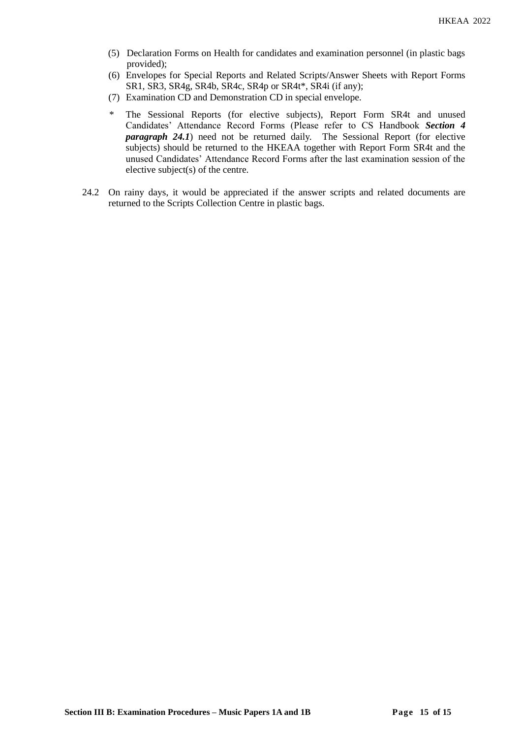(5) Declaration Forms on Health for candidates and examination personnel (in plastic bags provided);

(6) Envelopes for Special Reports and Related Scripts/Answer Sheets with Report Forms SR1, SR3, SR4g, SR4b, SR4c, SR4p or SR4t*, SR4i (if any);

(7) Examination CD and Demonstration CD in special envelope.

\* The Sessional Reports (for elective subjects), Report Form SR4t and unused Candidates' Attendance Record Forms (Please refer to CS Handbook ***Section 4 paragraph 24.1***) need not be returned daily. The Sessional Report (for elective subjects) should be returned to the HKEAA together with Report Form SR4t and the unused Candidates' Attendance Record Forms after the last examination session of the elective subject(s) of the centre.

24.2 On rainy days, it would be appreciated if the answer scripts and related documents are returned to the Scripts Collection Centre in plastic bags.